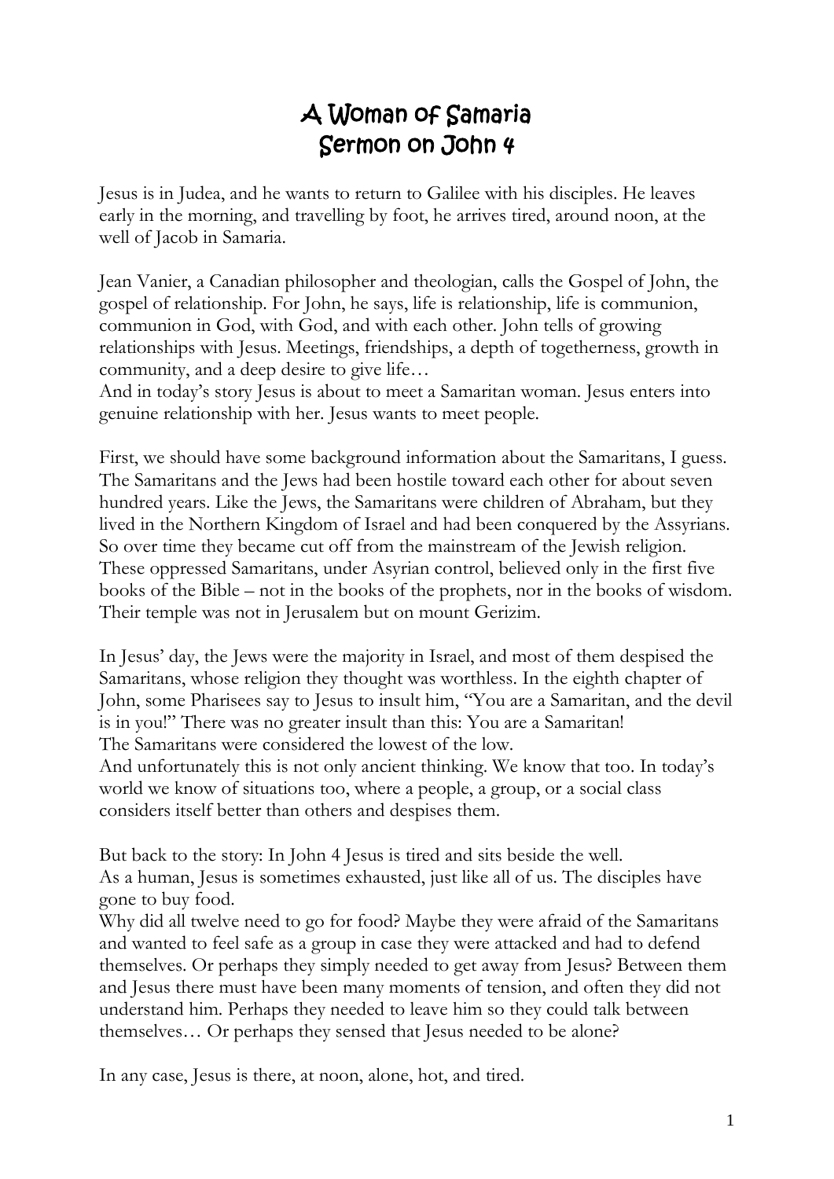# A Woman of Samaria
# Sermon on John 4

Jesus is in Judea, and he wants to return to Galilee with his disciples. He leaves early in the morning, and travelling by foot, he arrives tired, around noon, at the well of Jacob in Samaria.

Jean Vanier, a Canadian philosopher and theologian, calls the Gospel of John, the gospel of relationship. For John, he says, life is relationship, life is communion, communion in God, with God, and with each other. John tells of growing relationships with Jesus. Meetings, friendships, a depth of togetherness, growth in community, and a deep desire to give life…
And in today's story Jesus is about to meet a Samaritan woman. Jesus enters into genuine relationship with her. Jesus wants to meet people.

First, we should have some background information about the Samaritans, I guess. The Samaritans and the Jews had been hostile toward each other for about seven hundred years. Like the Jews, the Samaritans were children of Abraham, but they lived in the Northern Kingdom of Israel and had been conquered by the Assyrians. So over time they became cut off from the mainstream of the Jewish religion. These oppressed Samaritans, under Asyrian control, believed only in the first five books of the Bible – not in the books of the prophets, nor in the books of wisdom. Their temple was not in Jerusalem but on mount Gerizim.

In Jesus' day, the Jews were the majority in Israel, and most of them despised the Samaritans, whose religion they thought was worthless. In the eighth chapter of John, some Pharisees say to Jesus to insult him, "You are a Samaritan, and the devil is in you!" There was no greater insult than this: You are a Samaritan!
The Samaritans were considered the lowest of the low.
And unfortunately this is not only ancient thinking. We know that too. In today's world we know of situations too, where a people, a group, or a social class considers itself better than others and despises them.

But back to the story: In John 4 Jesus is tired and sits beside the well.
As a human, Jesus is sometimes exhausted, just like all of us. The disciples have gone to buy food.
Why did all twelve need to go for food? Maybe they were afraid of the Samaritans and wanted to feel safe as a group in case they were attacked and had to defend themselves. Or perhaps they simply needed to get away from Jesus? Between them and Jesus there must have been many moments of tension, and often they did not understand him. Perhaps they needed to leave him so they could talk between themselves… Or perhaps they sensed that Jesus needed to be alone?

In any case, Jesus is there, at noon, alone, hot, and tired.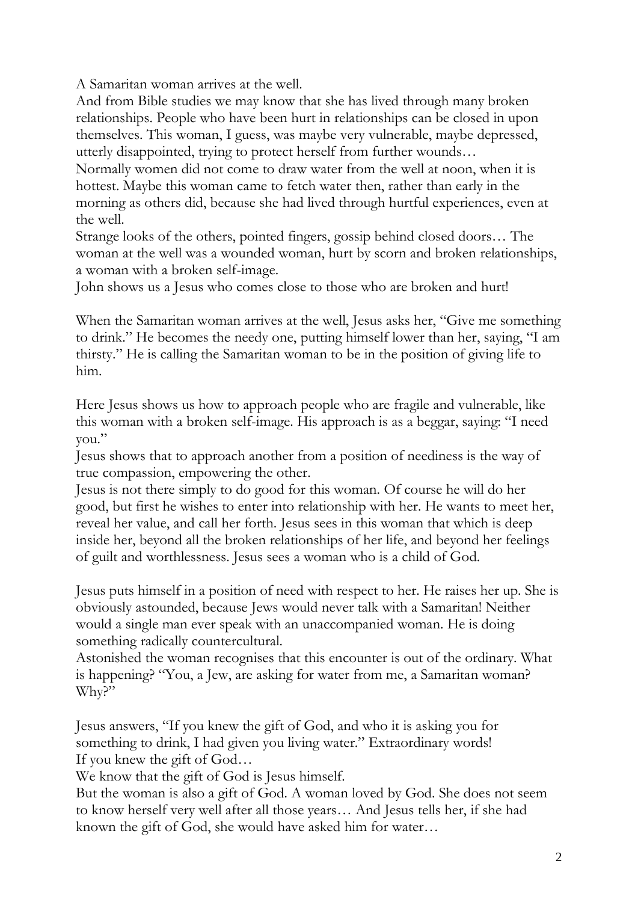A Samaritan woman arrives at the well.
And from Bible studies we may know that she has lived through many broken relationships. People who have been hurt in relationships can be closed in upon themselves. This woman, I guess, was maybe very vulnerable, maybe depressed, utterly disappointed, trying to protect herself from further wounds…
Normally women did not come to draw water from the well at noon, when it is hottest. Maybe this woman came to fetch water then, rather than early in the morning as others did, because she had lived through hurtful experiences, even at the well.
Strange looks of the others, pointed fingers, gossip behind closed doors… The woman at the well was a wounded woman, hurt by scorn and broken relationships, a woman with a broken self-image.
John shows us a Jesus who comes close to those who are broken and hurt!

When the Samaritan woman arrives at the well, Jesus asks her, "Give me something to drink." He becomes the needy one, putting himself lower than her, saying, "I am thirsty." He is calling the Samaritan woman to be in the position of giving life to him.

Here Jesus shows us how to approach people who are fragile and vulnerable, like this woman with a broken self-image. His approach is as a beggar, saying: "I need you."
Jesus shows that to approach another from a position of neediness is the way of true compassion, empowering the other.
Jesus is not there simply to do good for this woman. Of course he will do her good, but first he wishes to enter into relationship with her. He wants to meet her, reveal her value, and call her forth. Jesus sees in this woman that which is deep inside her, beyond all the broken relationships of her life, and beyond her feelings of guilt and worthlessness. Jesus sees a woman who is a child of God.

Jesus puts himself in a position of need with respect to her. He raises her up. She is obviously astounded, because Jews would never talk with a Samaritan! Neither would a single man ever speak with an unaccompanied woman. He is doing something radically countercultural.
Astonished the woman recognises that this encounter is out of the ordinary. What is happening? "You, a Jew, are asking for water from me, a Samaritan woman? Why?"

Jesus answers, "If you knew the gift of God, and who it is asking you for something to drink, I had given you living water." Extraordinary words!
If you knew the gift of God…
We know that the gift of God is Jesus himself.
But the woman is also a gift of God. A woman loved by God. She does not seem to know herself very well after all those years… And Jesus tells her, if she had known the gift of God, she would have asked him for water…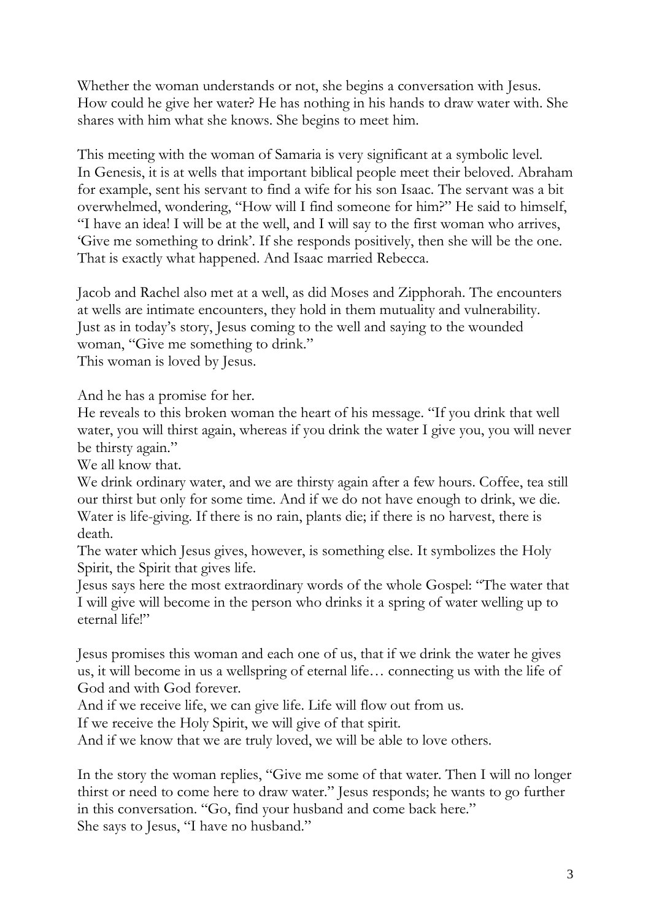Whether the woman understands or not, she begins a conversation with Jesus. How could he give her water? He has nothing in his hands to draw water with. She shares with him what she knows. She begins to meet him.

This meeting with the woman of Samaria is very significant at a symbolic level. In Genesis, it is at wells that important biblical people meet their beloved. Abraham for example, sent his servant to find a wife for his son Isaac. The servant was a bit overwhelmed, wondering, "How will I find someone for him?" He said to himself, "I have an idea! I will be at the well, and I will say to the first woman who arrives, 'Give me something to drink'. If she responds positively, then she will be the one. That is exactly what happened. And Isaac married Rebecca.

Jacob and Rachel also met at a well, as did Moses and Zipphorah. The encounters at wells are intimate encounters, they hold in them mutuality and vulnerability. Just as in today's story, Jesus coming to the well and saying to the wounded woman, "Give me something to drink."
This woman is loved by Jesus.

And he has a promise for her.
He reveals to this broken woman the heart of his message. "If you drink that well water, you will thirst again, whereas if you drink the water I give you, you will never be thirsty again."
We all know that.
We drink ordinary water, and we are thirsty again after a few hours. Coffee, tea still our thirst but only for some time. And if we do not have enough to drink, we die. Water is life-giving. If there is no rain, plants die; if there is no harvest, there is death.
The water which Jesus gives, however, is something else. It symbolizes the Holy Spirit, the Spirit that gives life.
Jesus says here the most extraordinary words of the whole Gospel: "The water that I will give will become in the person who drinks it a spring of water welling up to eternal life!"

Jesus promises this woman and each one of us, that if we drink the water he gives us, it will become in us a wellspring of eternal life… connecting us with the life of God and with God forever.
And if we receive life, we can give life. Life will flow out from us.
If we receive the Holy Spirit, we will give of that spirit.
And if we know that we are truly loved, we will be able to love others.

In the story the woman replies, "Give me some of that water. Then I will no longer thirst or need to come here to draw water." Jesus responds; he wants to go further in this conversation. "Go, find your husband and come back here."
She says to Jesus, "I have no husband."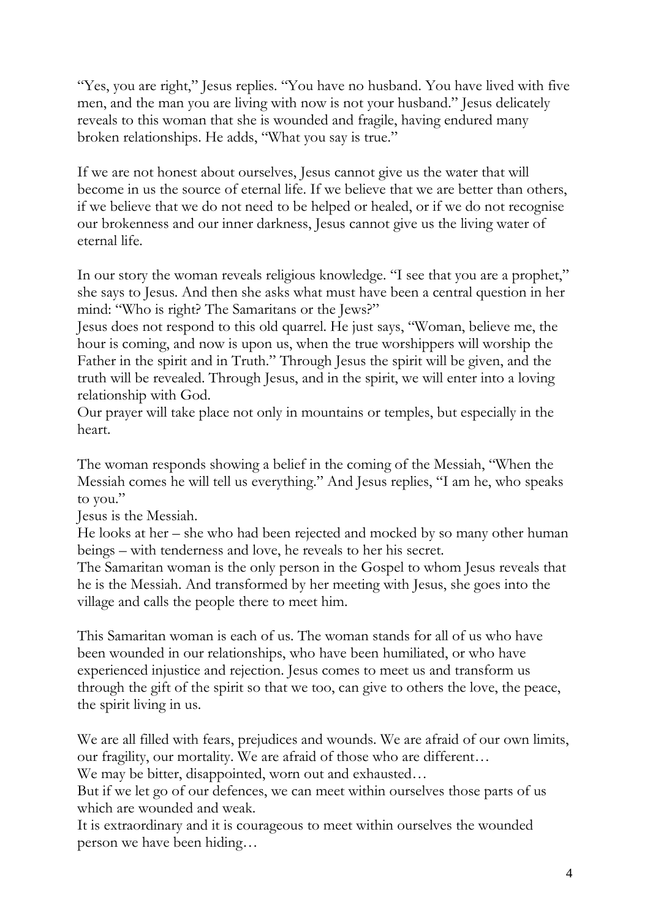"Yes, you are right," Jesus replies. "You have no husband. You have lived with five men, and the man you are living with now is not your husband." Jesus delicately reveals to this woman that she is wounded and fragile, having endured many broken relationships. He adds, "What you say is true."

If we are not honest about ourselves, Jesus cannot give us the water that will become in us the source of eternal life. If we believe that we are better than others, if we believe that we do not need to be helped or healed, or if we do not recognise our brokenness and our inner darkness, Jesus cannot give us the living water of eternal life.

In our story the woman reveals religious knowledge. "I see that you are a prophet," she says to Jesus. And then she asks what must have been a central question in her mind: "Who is right? The Samaritans or the Jews?"
Jesus does not respond to this old quarrel. He just says, "Woman, believe me, the hour is coming, and now is upon us, when the true worshippers will worship the Father in the spirit and in Truth." Through Jesus the spirit will be given, and the truth will be revealed. Through Jesus, and in the spirit, we will enter into a loving relationship with God.
Our prayer will take place not only in mountains or temples, but especially in the heart.

The woman responds showing a belief in the coming of the Messiah, "When the Messiah comes he will tell us everything." And Jesus replies, "I am he, who speaks to you."
Jesus is the Messiah.
He looks at her – she who had been rejected and mocked by so many other human beings – with tenderness and love, he reveals to her his secret.
The Samaritan woman is the only person in the Gospel to whom Jesus reveals that he is the Messiah. And transformed by her meeting with Jesus, she goes into the village and calls the people there to meet him.

This Samaritan woman is each of us. The woman stands for all of us who have been wounded in our relationships, who have been humiliated, or who have experienced injustice and rejection. Jesus comes to meet us and transform us through the gift of the spirit so that we too, can give to others the love, the peace, the spirit living in us.

We are all filled with fears, prejudices and wounds. We are afraid of our own limits, our fragility, our mortality. We are afraid of those who are different…
We may be bitter, disappointed, worn out and exhausted…
But if we let go of our defences, we can meet within ourselves those parts of us which are wounded and weak.
It is extraordinary and it is courageous to meet within ourselves the wounded person we have been hiding…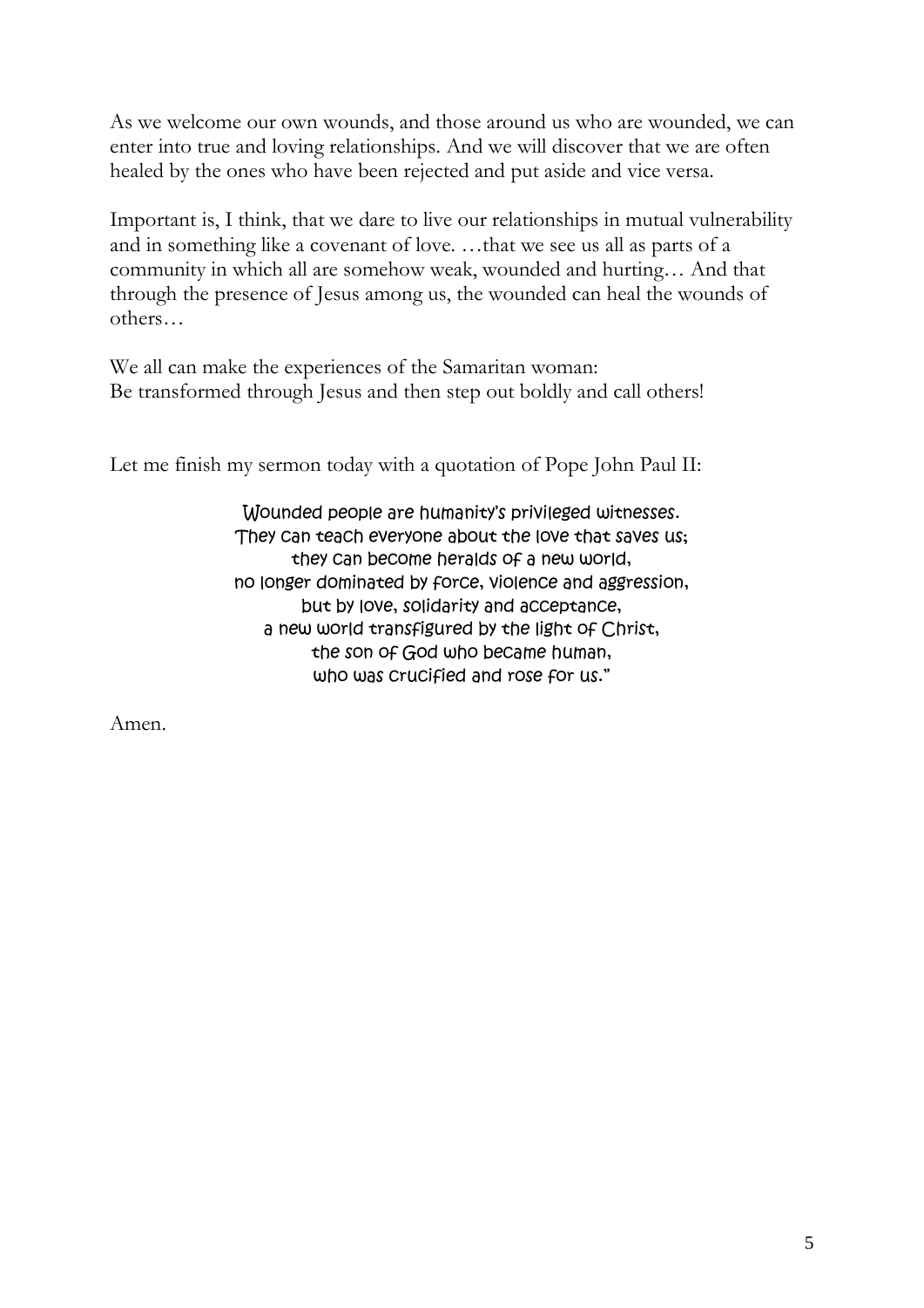As we welcome our own wounds, and those around us who are wounded, we can enter into true and loving relationships. And we will discover that we are often healed by the ones who have been rejected and put aside and vice versa.

Important is, I think, that we dare to live our relationships in mutual vulnerability and in something like a covenant of love. …that we see us all as parts of a community in which all are somehow weak, wounded and hurting… And that through the presence of Jesus among us, the wounded can heal the wounds of others…

We all can make the experiences of the Samaritan woman:
Be transformed through Jesus and then step out boldly and call others!

Let me finish my sermon today with a quotation of Pope John Paul II:

Wounded people are humanity's privileged witnesses.
They can teach everyone about the love that saves us;
they can become heralds of a new world,
no longer dominated by force, violence and aggression,
but by love, solidarity and acceptance,
a new world transfigured by the light of Christ,
the son of God who became human,
who was crucified and rose for us."

Amen.